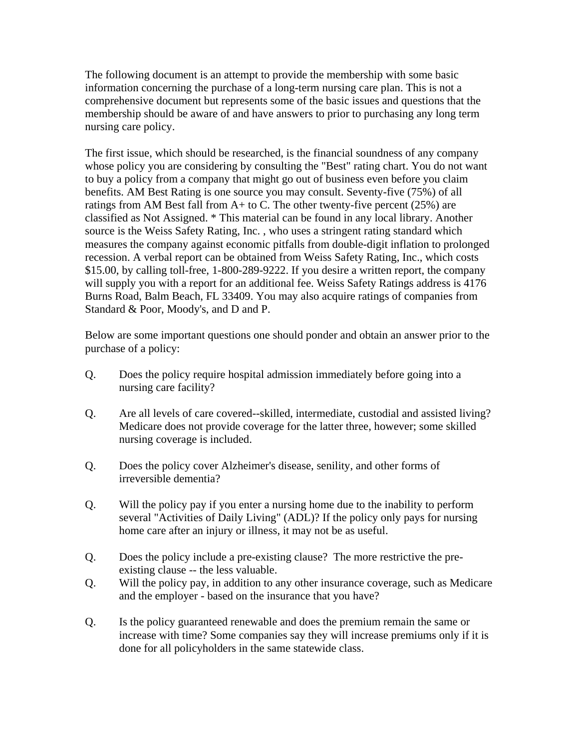The following document is an attempt to provide the membership with some basic information concerning the purchase of a long-term nursing care plan. This is not a comprehensive document but represents some of the basic issues and questions that the membership should be aware of and have answers to prior to purchasing any long term nursing care policy.

The first issue, which should be researched, is the financial soundness of any company whose policy you are considering by consulting the "Best" rating chart. You do not want to buy a policy from a company that might go out of business even before you claim benefits. AM Best Rating is one source you may consult. Seventy-five (75%) of all ratings from AM Best fall from A+ to C. The other twenty-five percent (25%) are classified as Not Assigned. * This material can be found in any local library. Another source is the Weiss Safety Rating, Inc. , who uses a stringent rating standard which measures the company against economic pitfalls from double-digit inflation to prolonged recession. A verbal report can be obtained from Weiss Safety Rating, Inc., which costs $15.00, by calling toll-free, 1-800-289-9222. If you desire a written report, the company will supply you with a report for an additional fee. Weiss Safety Ratings address is 4176 Burns Road, Balm Beach, FL 33409. You may also acquire ratings of companies from Standard & Poor, Moody's, and D and P.

Below are some important questions one should ponder and obtain an answer prior to the purchase of a policy:

Q. Does the policy require hospital admission immediately before going into a nursing care facility?

Q. Are all levels of care covered--skilled, intermediate, custodial and assisted living? Medicare does not provide coverage for the latter three, however; some skilled nursing coverage is included.

Q. Does the policy cover Alzheimer's disease, senility, and other forms of irreversible dementia?

Q. Will the policy pay if you enter a nursing home due to the inability to perform several "Activities of Daily Living" (ADL)? If the policy only pays for nursing home care after an injury or illness, it may not be as useful.

Q. Does the policy include a pre-existing clause? The more restrictive the pre-existing clause -- the less valuable.

Q. Will the policy pay, in addition to any other insurance coverage, such as Medicare and the employer - based on the insurance that you have?

Q. Is the policy guaranteed renewable and does the premium remain the same or increase with time? Some companies say they will increase premiums only if it is done for all policyholders in the same statewide class.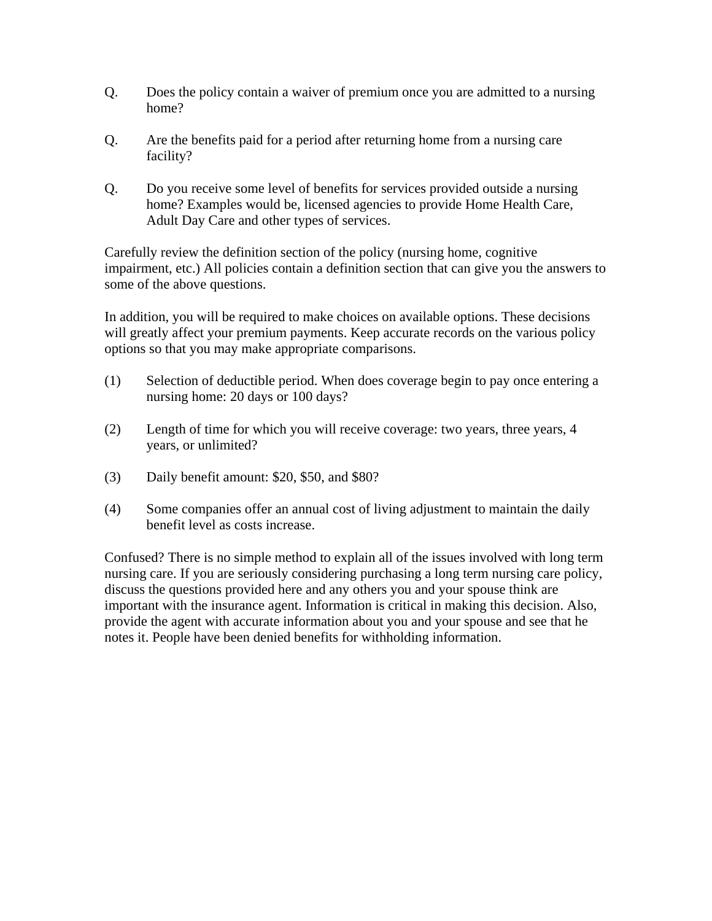Q. Does the policy contain a waiver of premium once you are admitted to a nursing home?

Q. Are the benefits paid for a period after returning home from a nursing care facility?

Q. Do you receive some level of benefits for services provided outside a nursing home? Examples would be, licensed agencies to provide Home Health Care, Adult Day Care and other types of services.

Carefully review the definition section of the policy (nursing home, cognitive impairment, etc.) All policies contain a definition section that can give you the answers to some of the above questions.

In addition, you will be required to make choices on available options. These decisions will greatly affect your premium payments. Keep accurate records on the various policy options so that you may make appropriate comparisons.

(1) Selection of deductible period. When does coverage begin to pay once entering a nursing home: 20 days or 100 days?

(2) Length of time for which you will receive coverage: two years, three years, 4 years, or unlimited?

(3) Daily benefit amount: $20, $50, and $80?

(4) Some companies offer an annual cost of living adjustment to maintain the daily benefit level as costs increase.

Confused? There is no simple method to explain all of the issues involved with long term nursing care. If you are seriously considering purchasing a long term nursing care policy, discuss the questions provided here and any others you and your spouse think are important with the insurance agent. Information is critical in making this decision. Also, provide the agent with accurate information about you and your spouse and see that he notes it. People have been denied benefits for withholding information.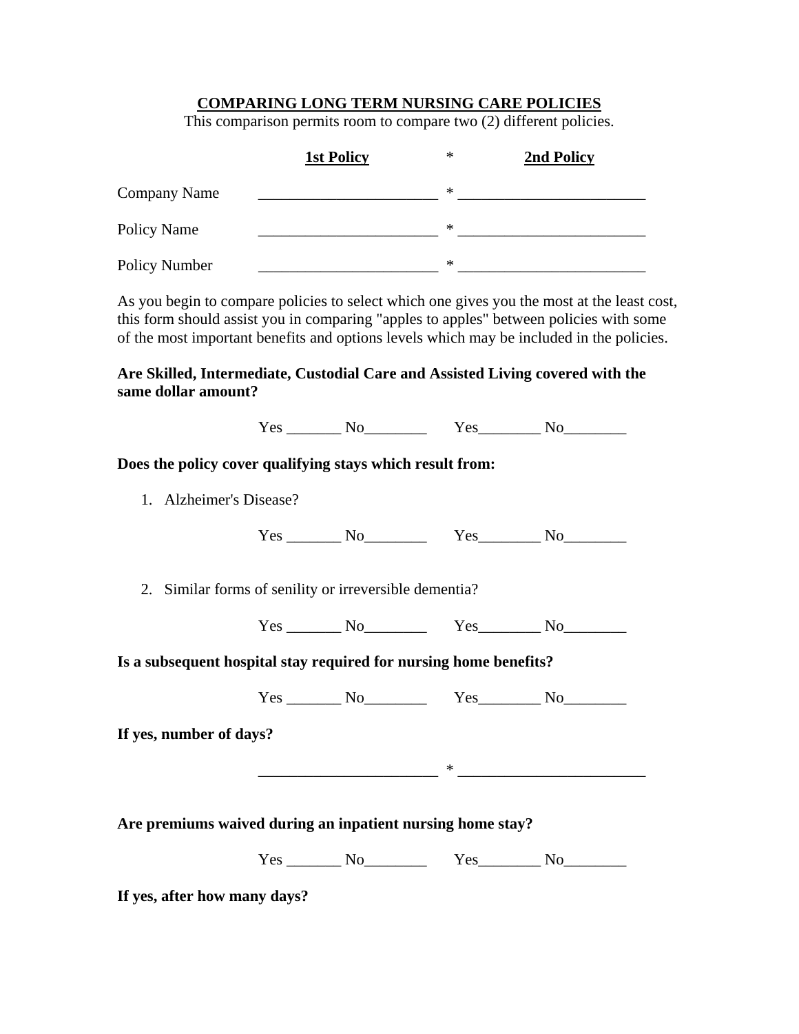## COMPARING LONG TERM NURSING CARE POLICIES

This comparison permits room to compare two (2) different policies.

| | 1st Policy | * | 2nd Policy |
|---|---|---|---|
| Company Name | ______________________ | * | _______________________ |
| Policy Name | ______________________ | * | _______________________ |
| Policy Number | ______________________ | * | _______________________ |

As you begin to compare policies to select which one gives you the most at the least cost, this form should assist you in comparing "apples to apples" between policies with some of the most important benefits and options levels which may be included in the policies.

**Are Skilled, Intermediate, Custodial Care and Assisted Living covered with the same dollar amount?**

Yes _______ No________ Yes________ No________

**Does the policy cover qualifying stays which result from:**

1. Alzheimer's Disease?

Yes _______ No________ Yes________ No________

2. Similar forms of senility or irreversible dementia?

Yes _______ No________ Yes________ No________

**Is a subsequent hospital stay required for nursing home benefits?**

Yes _______ No________ Yes________ No________

**If yes, number of days?**

______________________ * _______________________

**Are premiums waived during an inpatient nursing home stay?**

Yes _______ No________ Yes________ No________

**If yes, after how many days?**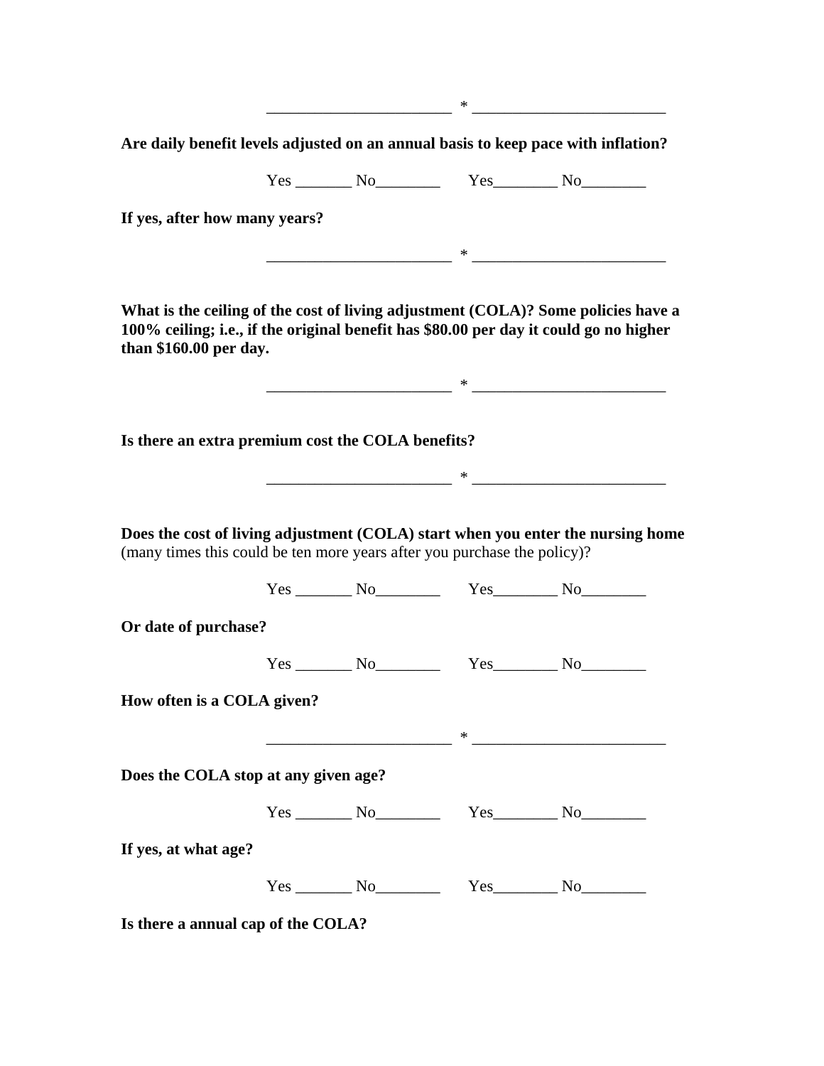\_\_\_\_\_\_\_\_\_\_\_\_\_\_\_\_\_\_\_\_\_\_\_ * \_\_\_\_\_\_\_\_\_\_\_\_\_\_\_\_\_\_\_\_\_\_\_\_

**Are daily benefit levels adjusted on an annual basis to keep pace with inflation?**

Yes \_\_\_\_\_\_\_ No\_\_\_\_\_\_\_\_ Yes\_\_\_\_\_\_\_\_ No\_\_\_\_\_\_\_\_

**If yes, after how many years?**

\_\_\_\_\_\_\_\_\_\_\_\_\_\_\_\_\_\_\_\_\_\_\_ * \_\_\_\_\_\_\_\_\_\_\_\_\_\_\_\_\_\_\_\_\_\_\_\_

**What is the ceiling of the cost of living adjustment (COLA)? Some policies have a 100% ceiling; i.e., if the original benefit has $80.00 per day it could go no higher than $160.00 per day.**

\_\_\_\_\_\_\_\_\_\_\_\_\_\_\_\_\_\_\_\_\_\_\_ * \_\_\_\_\_\_\_\_\_\_\_\_\_\_\_\_\_\_\_\_\_\_\_\_

**Is there an extra premium cost the COLA benefits?**

\_\_\_\_\_\_\_\_\_\_\_\_\_\_\_\_\_\_\_\_\_\_\_ * \_\_\_\_\_\_\_\_\_\_\_\_\_\_\_\_\_\_\_\_\_\_\_\_

**Does the cost of living adjustment (COLA) start when you enter the nursing home** (many times this could be ten more years after you purchase the policy)?

Yes \_\_\_\_\_\_\_ No\_\_\_\_\_\_\_\_ Yes\_\_\_\_\_\_\_\_ No\_\_\_\_\_\_\_\_

**Or date of purchase?**

Yes \_\_\_\_\_\_\_ No\_\_\_\_\_\_\_\_ Yes\_\_\_\_\_\_\_\_ No\_\_\_\_\_\_\_\_

**How often is a COLA given?**

\_\_\_\_\_\_\_\_\_\_\_\_\_\_\_\_\_\_\_\_\_\_\_ * \_\_\_\_\_\_\_\_\_\_\_\_\_\_\_\_\_\_\_\_\_\_\_\_

**Does the COLA stop at any given age?**

Yes \_\_\_\_\_\_\_ No\_\_\_\_\_\_\_\_ Yes\_\_\_\_\_\_\_\_ No\_\_\_\_\_\_\_\_

**If yes, at what age?**

Yes \_\_\_\_\_\_\_ No\_\_\_\_\_\_\_\_ Yes\_\_\_\_\_\_\_\_ No\_\_\_\_\_\_\_\_

**Is there a annual cap of the COLA?**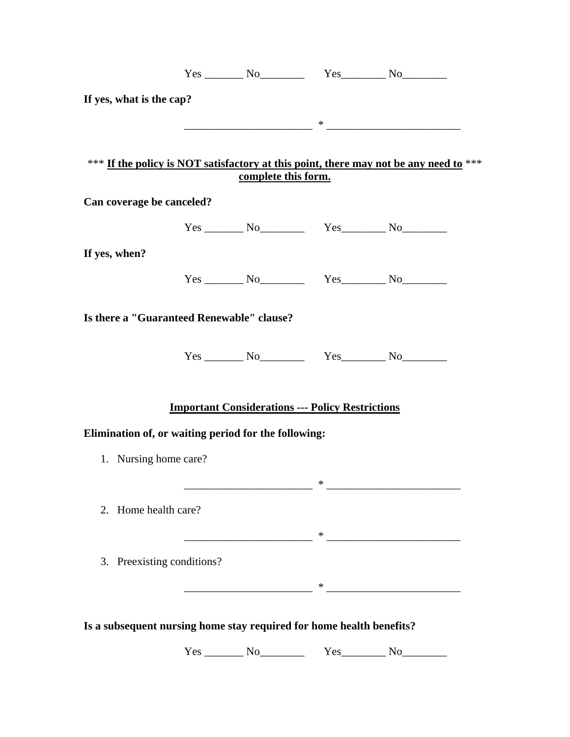Yes _______ No________ Yes________ No________

**If yes, what is the cap?**

______________________ * _______________________

*** **If the policy is NOT satisfactory at this point, there may not be any need to** *** **complete this form.**

**Can coverage be canceled?**

Yes _______ No________ Yes________ No________

**If yes, when?**

Yes _______ No________ Yes________ No________

**Is there a "Guaranteed Renewable" clause?**

Yes _______ No________ Yes________ No________

**Important Considerations --- Policy Restrictions**

**Elimination of, or waiting period for the following:**

1. Nursing home care?

   ______________________ * _______________________

2. Home health care?

   ______________________ * _______________________

3. Preexisting conditions?

   ______________________ * _______________________

**Is a subsequent nursing home stay required for home health benefits?**

Yes _______ No________ Yes________ No________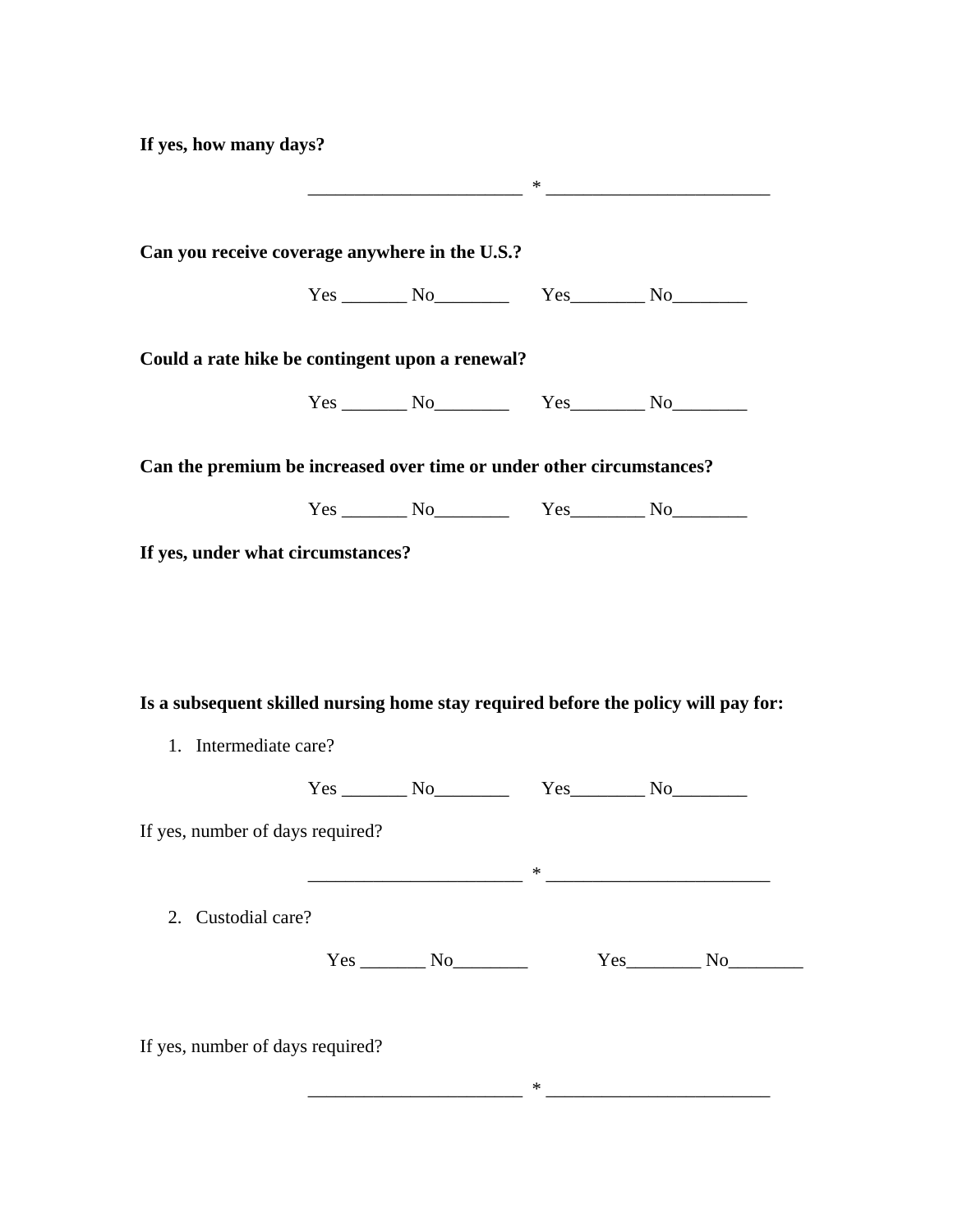**If yes, how many days?**

_______________________ * ________________________

**Can you receive coverage anywhere in the U.S.?**

Yes _______ No________ Yes________ No________

**Could a rate hike be contingent upon a renewal?**

Yes _______ No________ Yes________ No________

**Can the premium be increased over time or under other circumstances?**

Yes _______ No________ Yes________ No________

**If yes, under what circumstances?**

**Is a subsequent skilled nursing home stay required before the policy will pay for:**

1. Intermediate care?

Yes _______ No________ Yes________ No________

If yes, number of days required?

_______________________ * ________________________

2. Custodial care?

Yes _______ No________ Yes________ No________

If yes, number of days required?

_______________________ * ________________________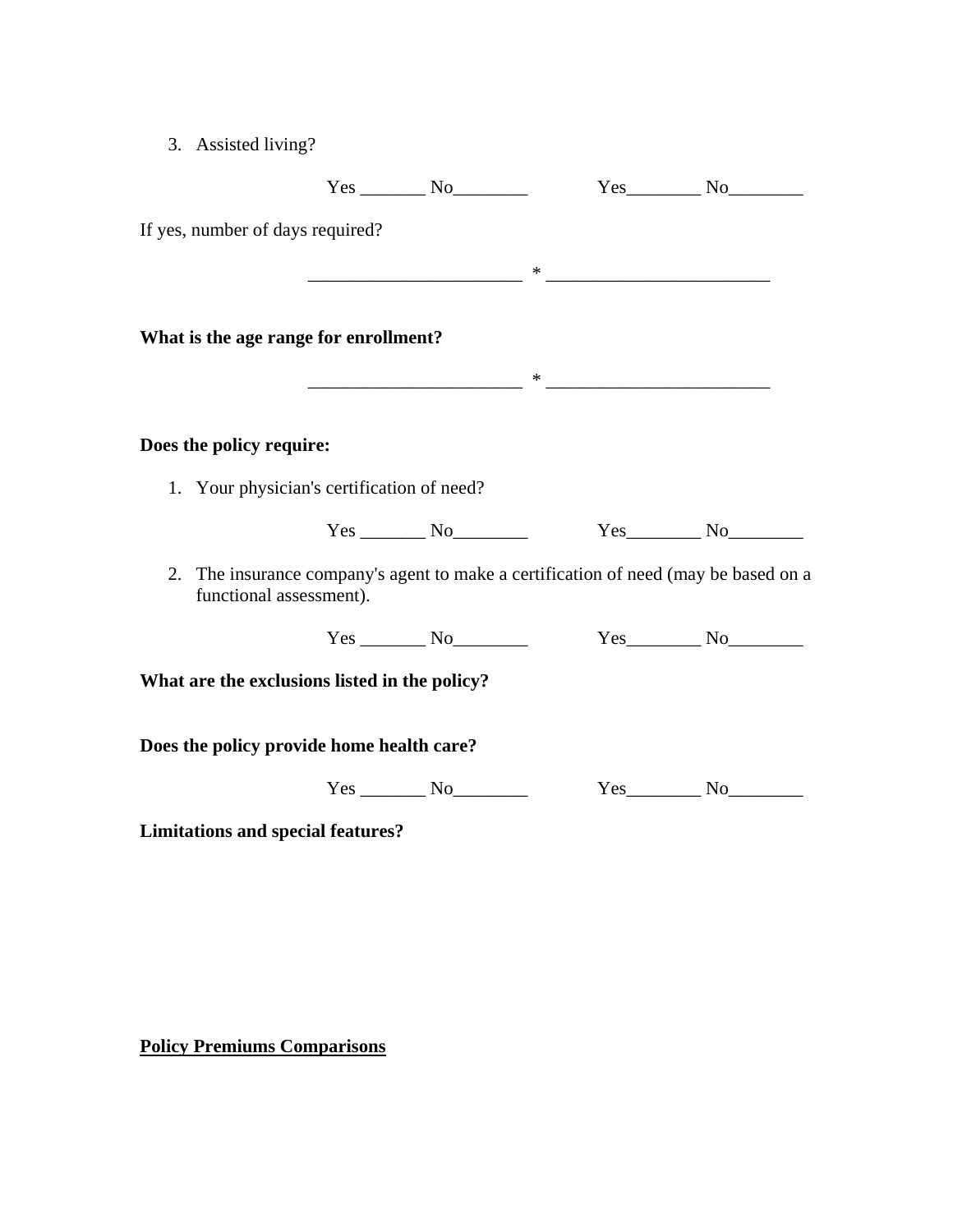3. Assisted living?

Yes _______ No________ Yes________ No________

If yes, number of days required?

______________________ * _______________________

**What is the age range for enrollment?**

______________________ * _______________________

**Does the policy require:**

1. Your physician's certification of need?

Yes _______ No________ Yes________ No________

2. The insurance company's agent to make a certification of need (may be based on a functional assessment).

Yes _______ No________ Yes________ No________

**What are the exclusions listed in the policy?**

**Does the policy provide home health care?**

Yes _______ No________ Yes________ No________

**Limitations and special features?**

**<u>Policy Premiums Comparisons</u>**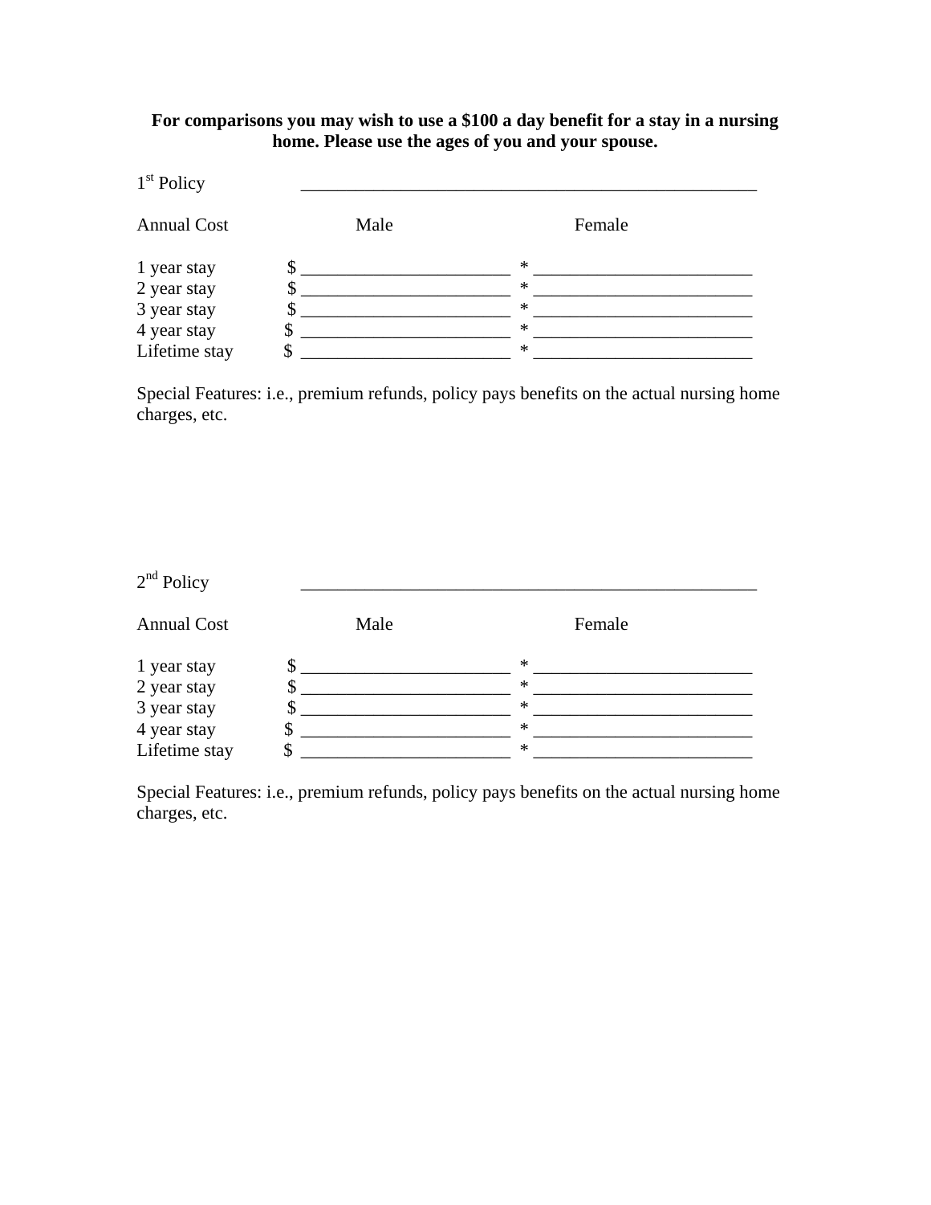**For comparisons you may wish to use a $100 a day benefit for a stay in a nursing home. Please use the ages of you and your spouse.**

1st Policy \_\_\_\_\_\_\_\_\_\_\_\_\_\_\_\_\_\_\_\_\_\_\_\_\_\_\_\_\_\_\_\_\_\_\_\_\_\_\_\_\_\_\_\_\_\_\_\_\_\_\_\_

| Annual Cost | Male | Female |
|---|---|---|
| 1 year stay | $ \_\_\_\_\_\_\_\_\_\_\_\_\_\_\_\_\_\_\_\_\_\_\_\_ | * \_\_\_\_\_\_\_\_\_\_\_\_\_\_\_\_\_\_\_\_\_\_\_\_ |
| 2 year stay | $ \_\_\_\_\_\_\_\_\_\_\_\_\_\_\_\_\_\_\_\_\_\_\_\_ | * \_\_\_\_\_\_\_\_\_\_\_\_\_\_\_\_\_\_\_\_\_\_\_\_ |
| 3 year stay | $ \_\_\_\_\_\_\_\_\_\_\_\_\_\_\_\_\_\_\_\_\_\_\_\_ | * \_\_\_\_\_\_\_\_\_\_\_\_\_\_\_\_\_\_\_\_\_\_\_\_ |
| 4 year stay | $ \_\_\_\_\_\_\_\_\_\_\_\_\_\_\_\_\_\_\_\_\_\_\_\_ | * \_\_\_\_\_\_\_\_\_\_\_\_\_\_\_\_\_\_\_\_\_\_\_\_ |
| Lifetime stay | $ \_\_\_\_\_\_\_\_\_\_\_\_\_\_\_\_\_\_\_\_\_\_\_\_ | * \_\_\_\_\_\_\_\_\_\_\_\_\_\_\_\_\_\_\_\_\_\_\_\_ |

Special Features: i.e., premium refunds, policy pays benefits on the actual nursing home charges, etc.

2nd Policy \_\_\_\_\_\_\_\_\_\_\_\_\_\_\_\_\_\_\_\_\_\_\_\_\_\_\_\_\_\_\_\_\_\_\_\_\_\_\_\_\_\_\_\_\_\_\_\_\_\_\_\_

| Annual Cost | Male | Female |
|---|---|---|
| 1 year stay | $ \_\_\_\_\_\_\_\_\_\_\_\_\_\_\_\_\_\_\_\_\_\_\_\_ | * \_\_\_\_\_\_\_\_\_\_\_\_\_\_\_\_\_\_\_\_\_\_\_\_ |
| 2 year stay | $ \_\_\_\_\_\_\_\_\_\_\_\_\_\_\_\_\_\_\_\_\_\_\_\_ | * \_\_\_\_\_\_\_\_\_\_\_\_\_\_\_\_\_\_\_\_\_\_\_\_ |
| 3 year stay | $ \_\_\_\_\_\_\_\_\_\_\_\_\_\_\_\_\_\_\_\_\_\_\_\_ | * \_\_\_\_\_\_\_\_\_\_\_\_\_\_\_\_\_\_\_\_\_\_\_\_ |
| 4 year stay | $ \_\_\_\_\_\_\_\_\_\_\_\_\_\_\_\_\_\_\_\_\_\_\_\_ | * \_\_\_\_\_\_\_\_\_\_\_\_\_\_\_\_\_\_\_\_\_\_\_\_ |
| Lifetime stay | $ \_\_\_\_\_\_\_\_\_\_\_\_\_\_\_\_\_\_\_\_\_\_\_\_ | * \_\_\_\_\_\_\_\_\_\_\_\_\_\_\_\_\_\_\_\_\_\_\_\_ |

Special Features: i.e., premium refunds, policy pays benefits on the actual nursing home charges, etc.